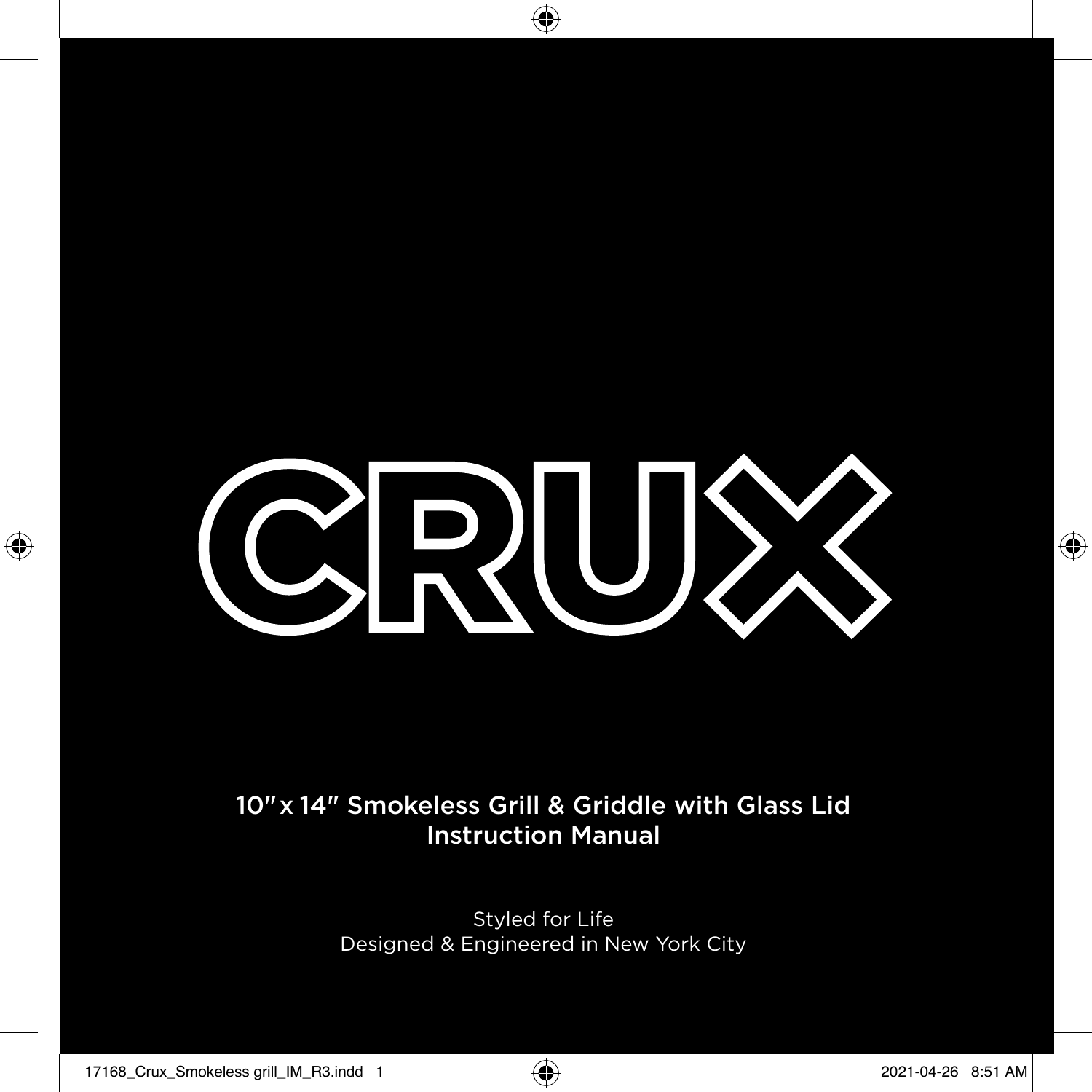# CRUX

10″ x 14″ Smokeless Grill & Griddle with Glass Lid
Instruction Manual

Styled for Life
Designed & Engineered in New York City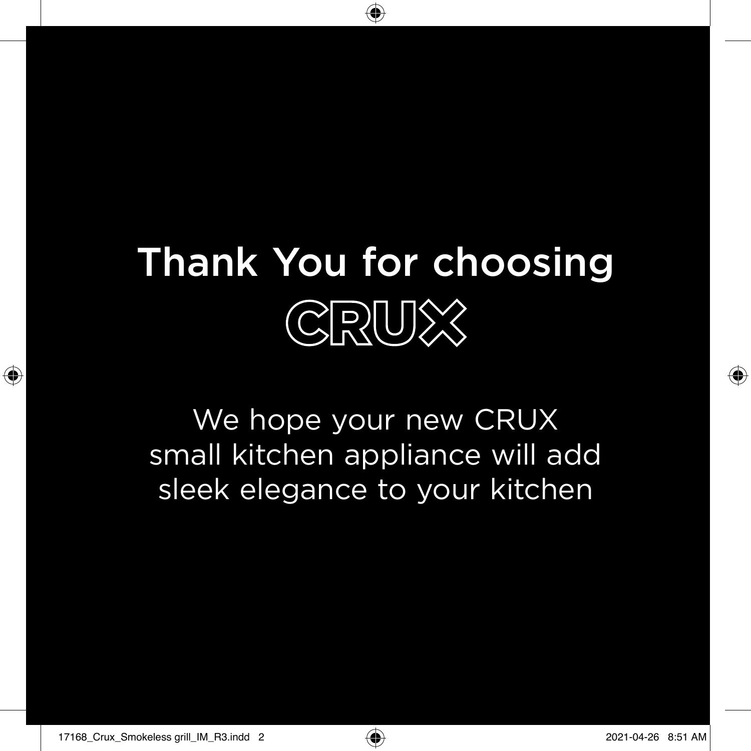# Thank You for choosing CRUX

We hope your new CRUX small kitchen appliance will add sleek elegance to your kitchen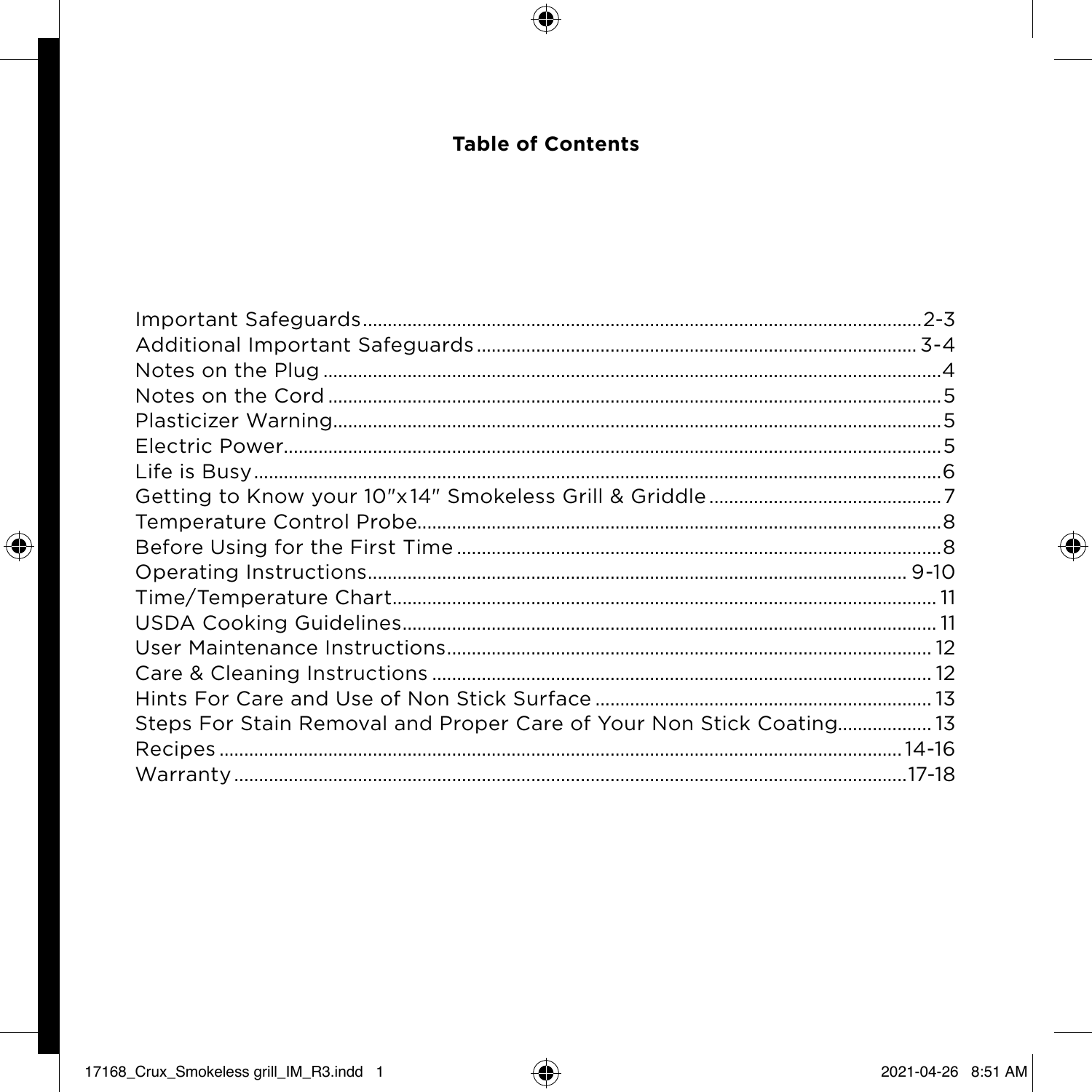# Table of Contents

| | |
|---|---|
| Important Safeguards | 2-3 |
| Additional Important Safeguards | 3-4 |
| Notes on the Plug | 4 |
| Notes on the Cord | 5 |
| Plasticizer Warning | 5 |
| Electric Power | 5 |
| Life is Busy | 6 |
| Getting to Know your 10"x14" Smokeless Grill & Griddle | 7 |
| Temperature Control Probe | 8 |
| Before Using for the First Time | 8 |
| Operating Instructions | 9-10 |
| Time/Temperature Chart | 11 |
| USDA Cooking Guidelines | 11 |
| User Maintenance Instructions | 12 |
| Care & Cleaning Instructions | 12 |
| Hints For Care and Use of Non Stick Surface | 13 |
| Steps For Stain Removal and Proper Care of Your Non Stick Coating | 13 |
| Recipes | 14-16 |
| Warranty | 17-18 |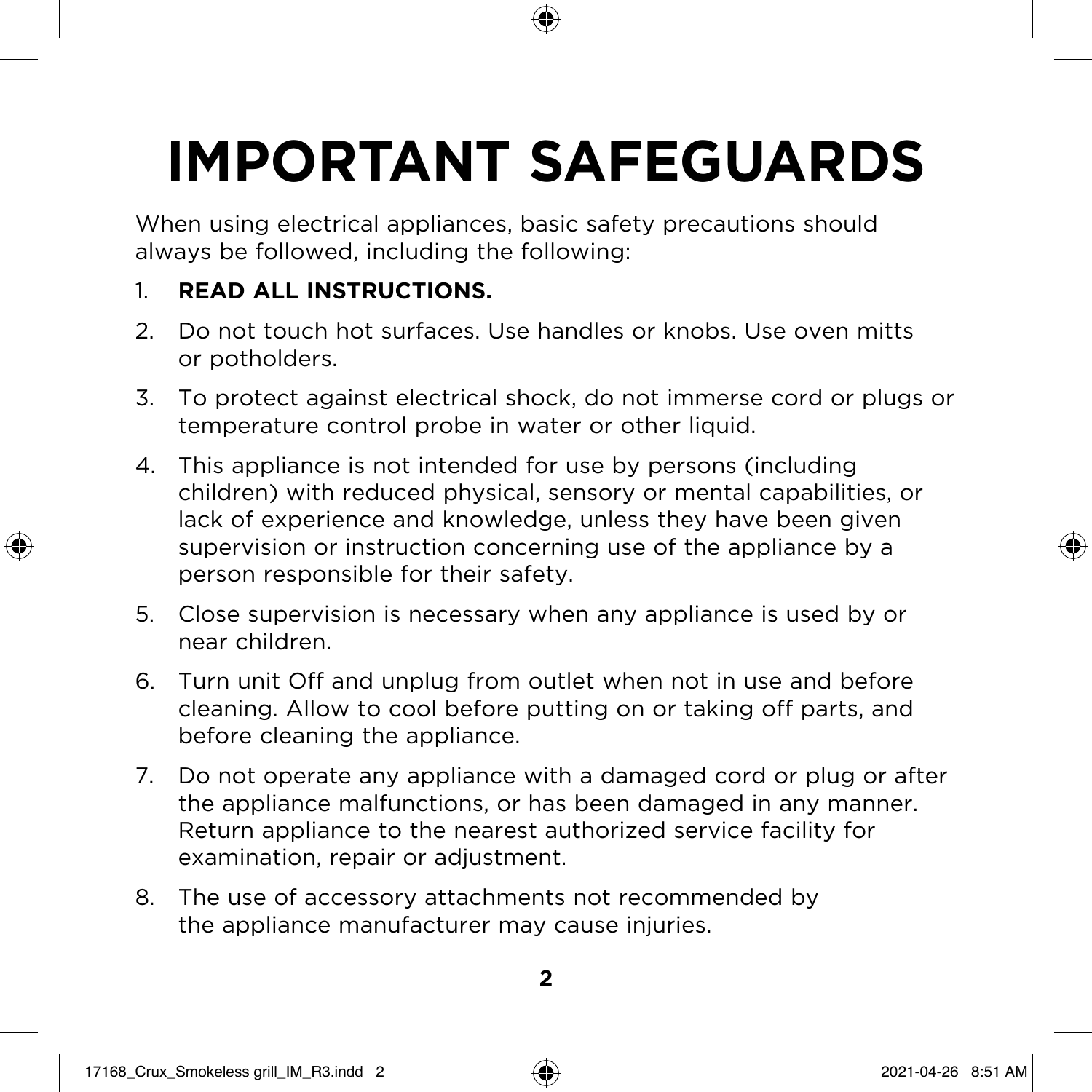# IMPORTANT SAFEGUARDS

When using electrical appliances, basic safety precautions should always be followed, including the following:

1. **READ ALL INSTRUCTIONS.**
2. Do not touch hot surfaces. Use handles or knobs. Use oven mitts or potholders.
3. To protect against electrical shock, do not immerse cord or plugs or temperature control probe in water or other liquid.
4. This appliance is not intended for use by persons (including children) with reduced physical, sensory or mental capabilities, or lack of experience and knowledge, unless they have been given supervision or instruction concerning use of the appliance by a person responsible for their safety.
5. Close supervision is necessary when any appliance is used by or near children.
6. Turn unit Off and unplug from outlet when not in use and before cleaning. Allow to cool before putting on or taking off parts, and before cleaning the appliance.
7. Do not operate any appliance with a damaged cord or plug or after the appliance malfunctions, or has been damaged in any manner. Return appliance to the nearest authorized service facility for examination, repair or adjustment.
8. The use of accessory attachments not recommended by the appliance manufacturer may cause injuries.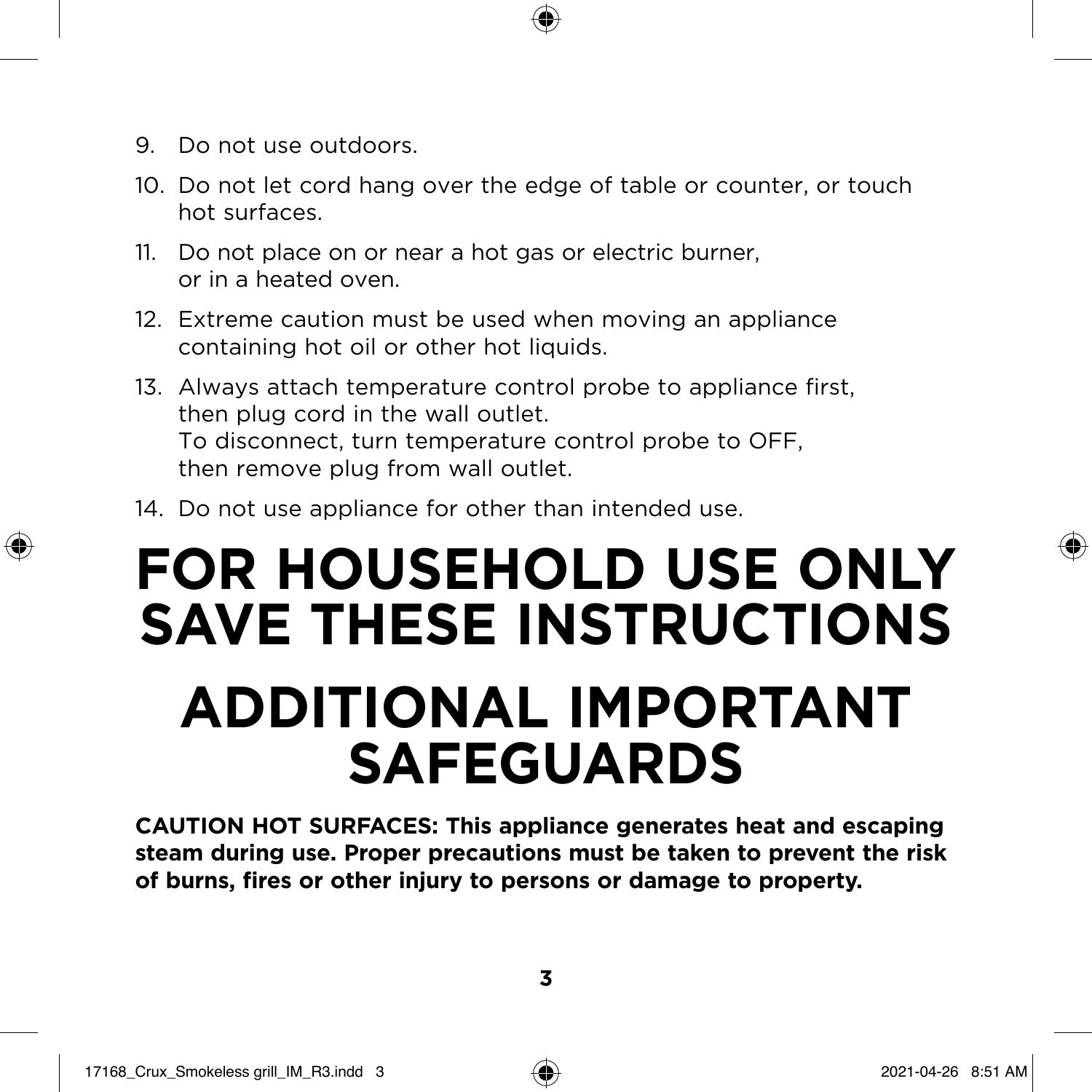9. Do not use outdoors.
10. Do not let cord hang over the edge of table or counter, or touch hot surfaces.
11. Do not place on or near a hot gas or electric burner, or in a heated oven.
12. Extreme caution must be used when moving an appliance containing hot oil or other hot liquids.
13. Always attach temperature control probe to appliance first, then plug cord in the wall outlet.
    To disconnect, turn temperature control probe to OFF, then remove plug from wall outlet.
14. Do not use appliance for other than intended use.

# FOR HOUSEHOLD USE ONLY
# SAVE THESE INSTRUCTIONS

# ADDITIONAL IMPORTANT SAFEGUARDS

**CAUTION HOT SURFACES: This appliance generates heat and escaping steam during use. Proper precautions must be taken to prevent the risk of burns, fires or other injury to persons or damage to property.**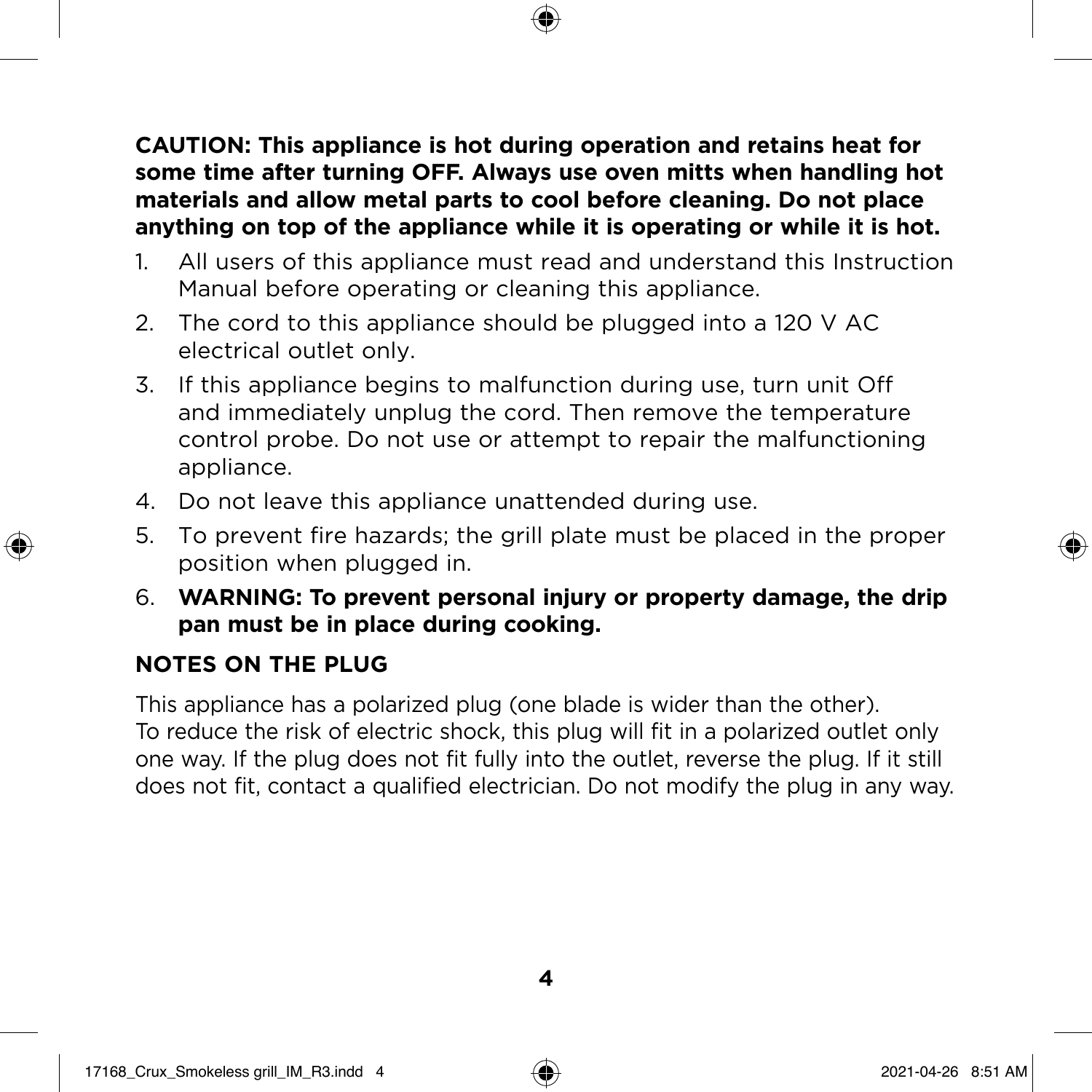**CAUTION: This appliance is hot during operation and retains heat for some time after turning OFF. Always use oven mitts when handling hot materials and allow metal parts to cool before cleaning. Do not place anything on top of the appliance while it is operating or while it is hot.**

1. All users of this appliance must read and understand this Instruction Manual before operating or cleaning this appliance.
2. The cord to this appliance should be plugged into a 120 V AC electrical outlet only.
3. If this appliance begins to malfunction during use, turn unit Off and immediately unplug the cord. Then remove the temperature control probe. Do not use or attempt to repair the malfunctioning appliance.
4. Do not leave this appliance unattended during use.
5. To prevent fire hazards; the grill plate must be placed in the proper position when plugged in.
6. **WARNING: To prevent personal injury or property damage, the drip pan must be in place during cooking.**

## NOTES ON THE PLUG

This appliance has a polarized plug (one blade is wider than the other). To reduce the risk of electric shock, this plug will fit in a polarized outlet only one way. If the plug does not fit fully into the outlet, reverse the plug. If it still does not fit, contact a qualified electrician. Do not modify the plug in any way.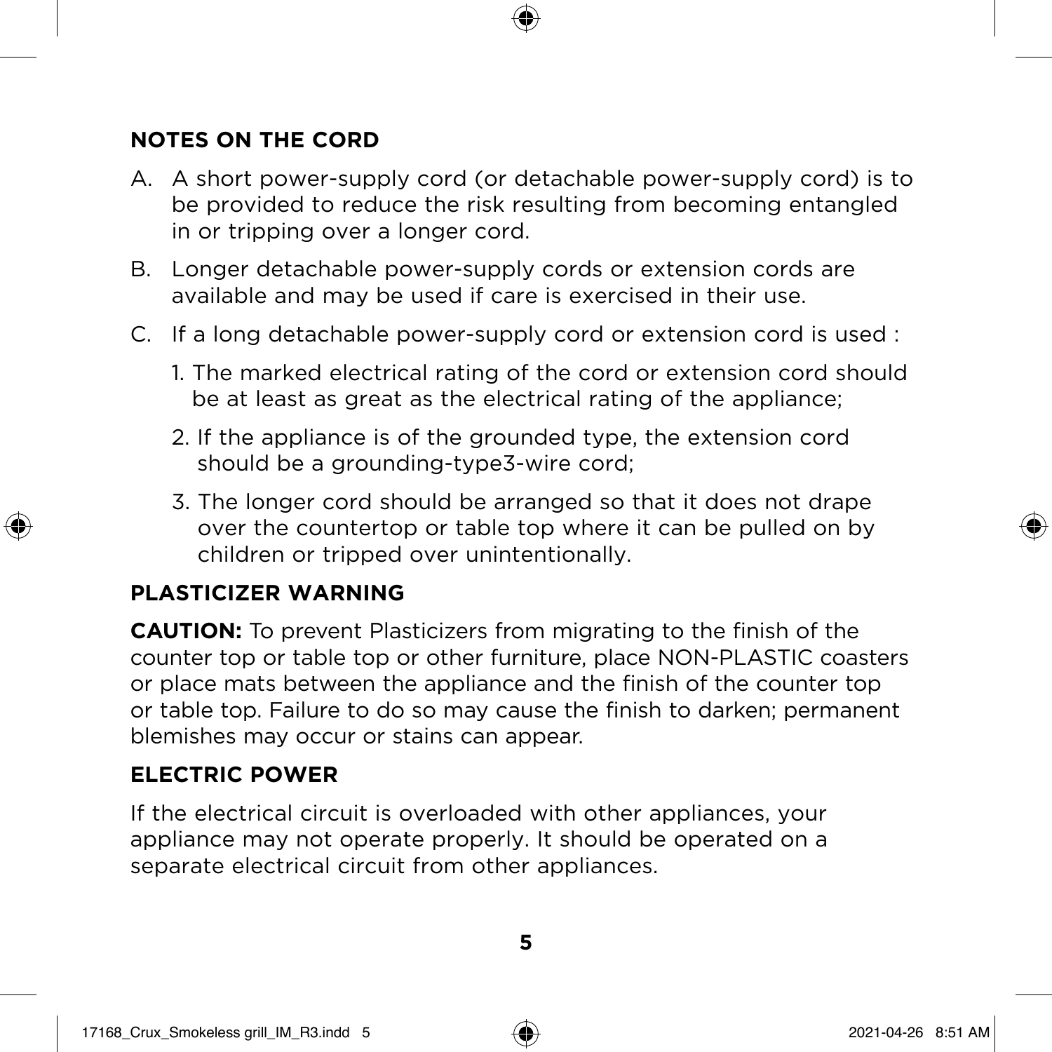## NOTES ON THE CORD

A. A short power-supply cord (or detachable power-supply cord) is to be provided to reduce the risk resulting from becoming entangled in or tripping over a longer cord.

B. Longer detachable power-supply cords or extension cords are available and may be used if care is exercised in their use.

C. If a long detachable power-supply cord or extension cord is used :

   1. The marked electrical rating of the cord or extension cord should be at least as great as the electrical rating of the appliance;

   2. If the appliance is of the grounded type, the extension cord should be a grounding-type3-wire cord;

   3. The longer cord should be arranged so that it does not drape over the countertop or table top where it can be pulled on by children or tripped over unintentionally.

## PLASTICIZER WARNING

**CAUTION:** To prevent Plasticizers from migrating to the finish of the counter top or table top or other furniture, place NON-PLASTIC coasters or place mats between the appliance and the finish of the counter top or table top. Failure to do so may cause the finish to darken; permanent blemishes may occur or stains can appear.

## ELECTRIC POWER

If the electrical circuit is overloaded with other appliances, your appliance may not operate properly. It should be operated on a separate electrical circuit from other appliances.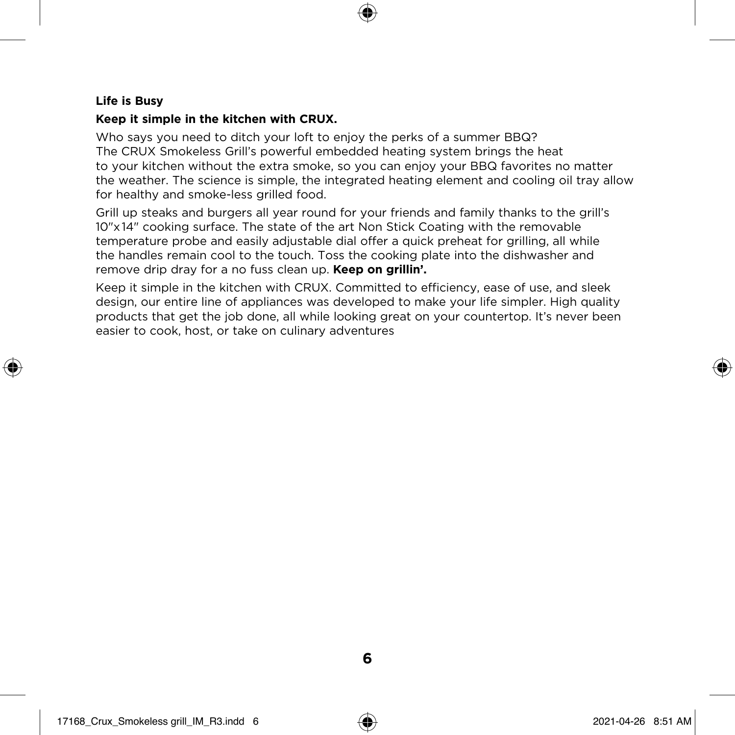**Life is Busy**

**Keep it simple in the kitchen with CRUX.**

Who says you need to ditch your loft to enjoy the perks of a summer BBQ? The CRUX Smokeless Grill's powerful embedded heating system brings the heat to your kitchen without the extra smoke, so you can enjoy your BBQ favorites no matter the weather. The science is simple, the integrated heating element and cooling oil tray allow for healthy and smoke-less grilled food.

Grill up steaks and burgers all year round for your friends and family thanks to the grill's 10"x14" cooking surface. The state of the art Non Stick Coating with the removable temperature probe and easily adjustable dial offer a quick preheat for grilling, all while the handles remain cool to the touch. Toss the cooking plate into the dishwasher and remove drip dray for a no fuss clean up. **Keep on grillin'.**

Keep it simple in the kitchen with CRUX. Committed to efficiency, ease of use, and sleek design, our entire line of appliances was developed to make your life simpler. High quality products that get the job done, all while looking great on your countertop. It's never been easier to cook, host, or take on culinary adventures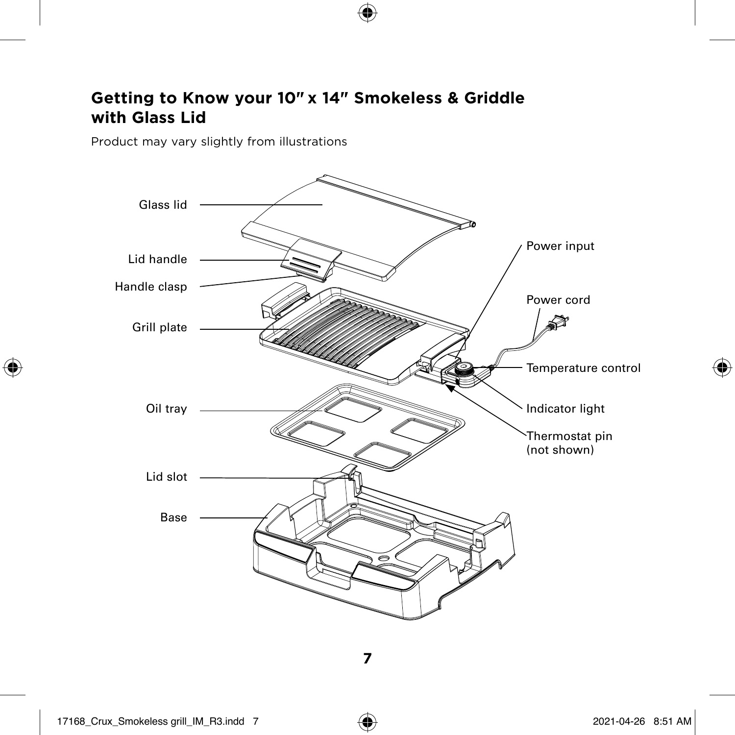## Getting to Know your 10″ x 14″ Smokeless & Griddle with Glass Lid

Product may vary slightly from illustrations

Glass lid

Lid handle

Handle clasp

Grill plate

Oil tray

Lid slot

Base

Power input

Power cord

Temperature control

Indicator light

Thermostat pin (not shown)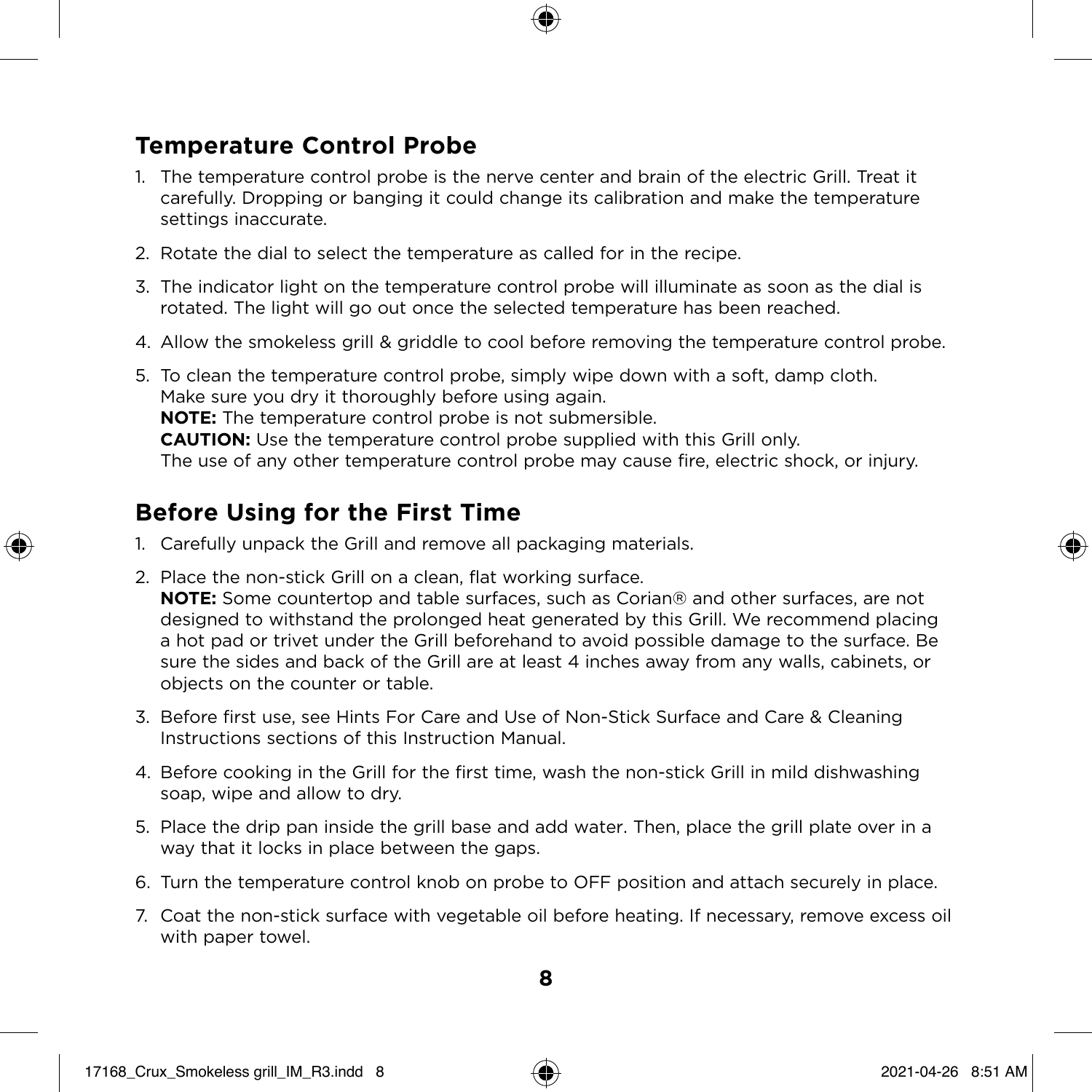## Temperature Control Probe

1. The temperature control probe is the nerve center and brain of the electric Grill. Treat it carefully. Dropping or banging it could change its calibration and make the temperature settings inaccurate.
2. Rotate the dial to select the temperature as called for in the recipe.
3. The indicator light on the temperature control probe will illuminate as soon as the dial is rotated. The light will go out once the selected temperature has been reached.
4. Allow the smokeless grill & griddle to cool before removing the temperature control probe.
5. To clean the temperature control probe, simply wipe down with a soft, damp cloth. Make sure you dry it thoroughly before using again.
   **NOTE:** The temperature control probe is not submersible.
   **CAUTION:** Use the temperature control probe supplied with this Grill only. The use of any other temperature control probe may cause fire, electric shock, or injury.

## Before Using for the First Time

1. Carefully unpack the Grill and remove all packaging materials.
2. Place the non-stick Grill on a clean, flat working surface.
   **NOTE:** Some countertop and table surfaces, such as Corian® and other surfaces, are not designed to withstand the prolonged heat generated by this Grill. We recommend placing a hot pad or trivet under the Grill beforehand to avoid possible damage to the surface. Be sure the sides and back of the Grill are at least 4 inches away from any walls, cabinets, or objects on the counter or table.
3. Before first use, see Hints For Care and Use of Non-Stick Surface and Care & Cleaning Instructions sections of this Instruction Manual.
4. Before cooking in the Grill for the first time, wash the non-stick Grill in mild dishwashing soap, wipe and allow to dry.
5. Place the drip pan inside the grill base and add water. Then, place the grill plate over in a way that it locks in place between the gaps.
6. Turn the temperature control knob on probe to OFF position and attach securely in place.
7. Coat the non-stick surface with vegetable oil before heating. If necessary, remove excess oil with paper towel.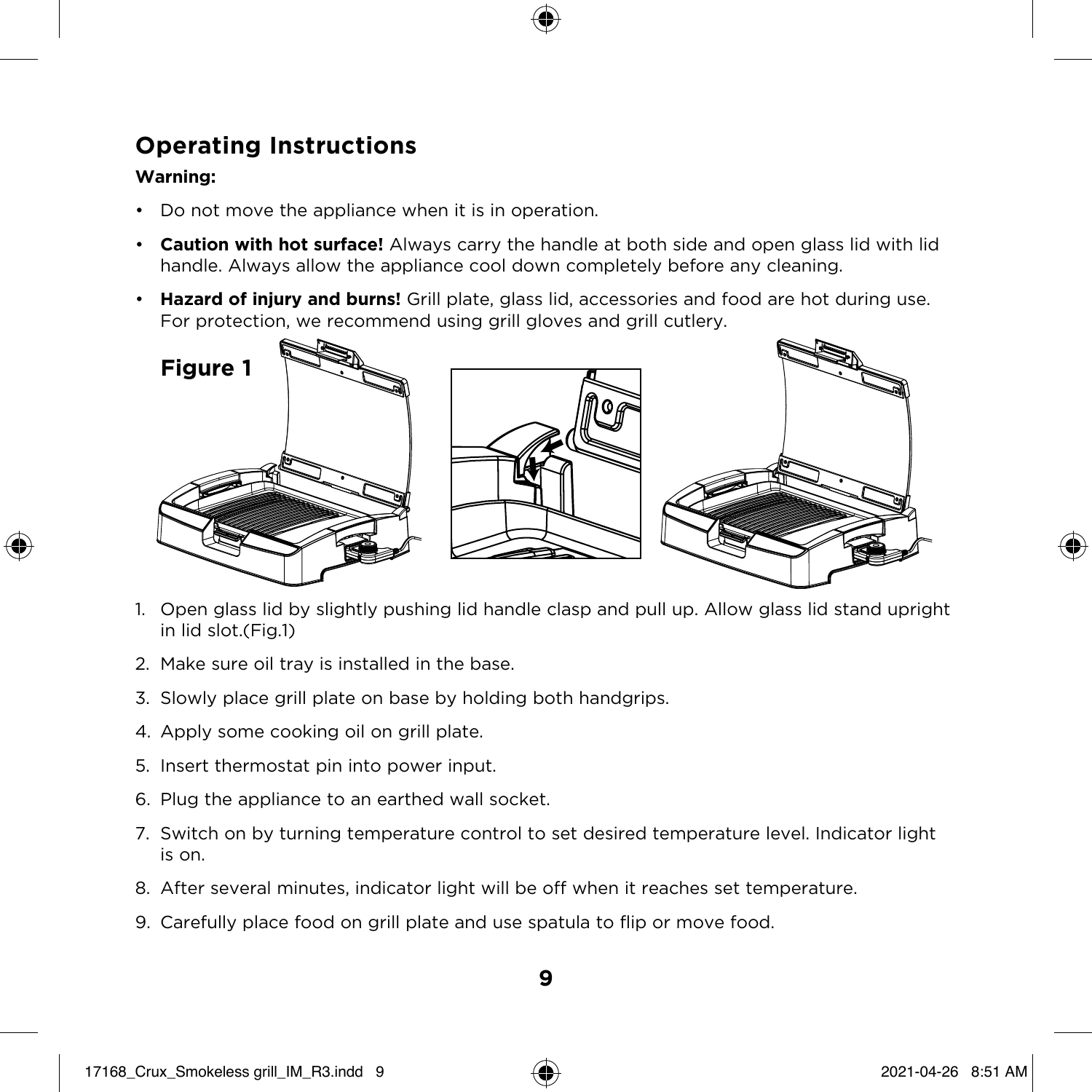## Operating Instructions

**Warning:**

- Do not move the appliance when it is in operation.
- **Caution with hot surface!** Always carry the handle at both side and open glass lid with lid handle. Always allow the appliance cool down completely before any cleaning.
- **Hazard of injury and burns!** Grill plate, glass lid, accessories and food are hot during use. For protection, we recommend using grill gloves and grill cutlery.

**Figure 1**

1. Open glass lid by slightly pushing lid handle clasp and pull up. Allow glass lid stand upright in lid slot.(Fig.1)
2. Make sure oil tray is installed in the base.
3. Slowly place grill plate on base by holding both handgrips.
4. Apply some cooking oil on grill plate.
5. Insert thermostat pin into power input.
6. Plug the appliance to an earthed wall socket.
7. Switch on by turning temperature control to set desired temperature level. Indicator light is on.
8. After several minutes, indicator light will be off when it reaches set temperature.
9. Carefully place food on grill plate and use spatula to flip or move food.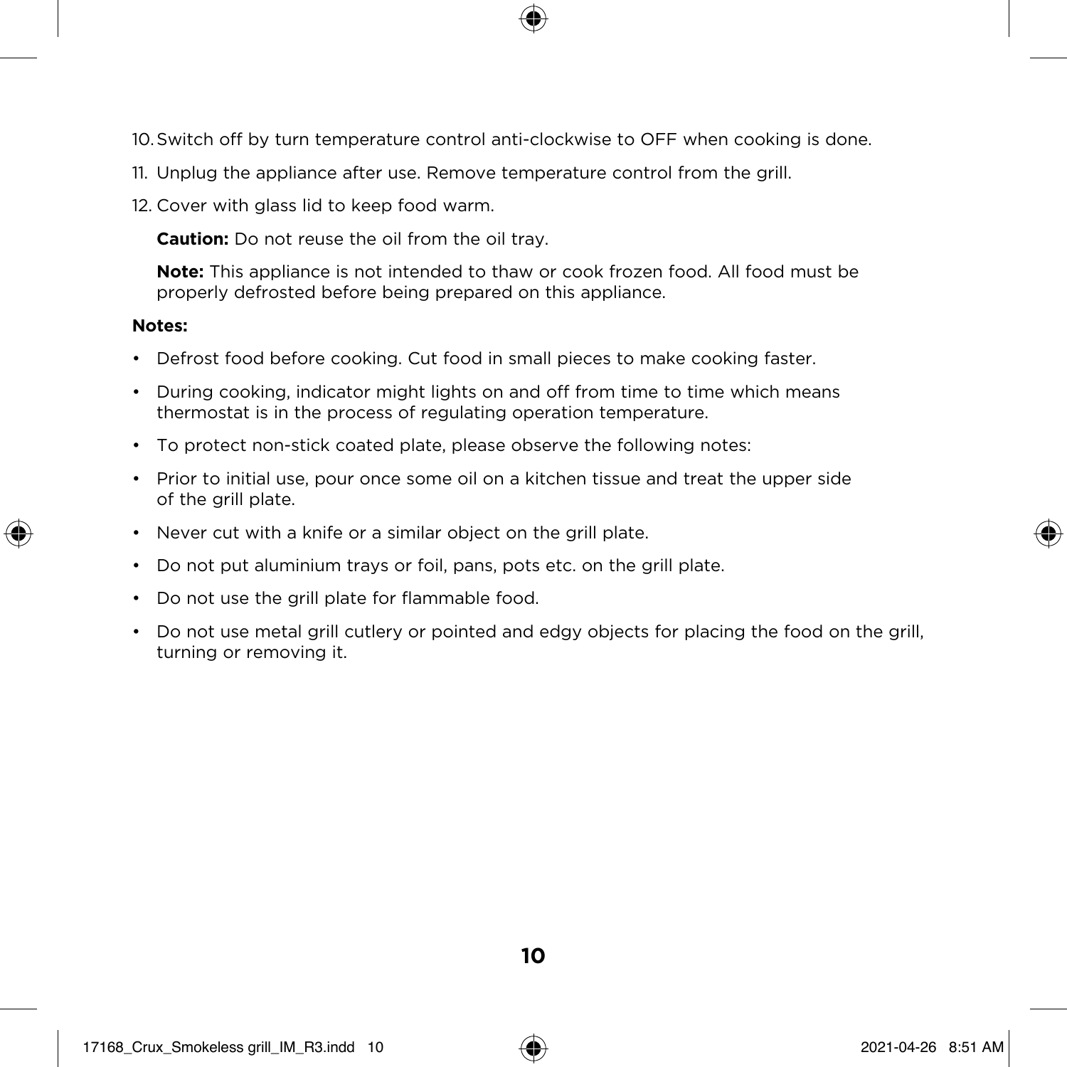10. Switch off by turn temperature control anti-clockwise to OFF when cooking is done.
11. Unplug the appliance after use. Remove temperature control from the grill.
12. Cover with glass lid to keep food warm.

    **Caution:** Do not reuse the oil from the oil tray.

    **Note:** This appliance is not intended to thaw or cook frozen food. All food must be properly defrosted before being prepared on this appliance.

**Notes:**

- Defrost food before cooking. Cut food in small pieces to make cooking faster.
- During cooking, indicator might lights on and off from time to time which means thermostat is in the process of regulating operation temperature.
- To protect non-stick coated plate, please observe the following notes:
- Prior to initial use, pour once some oil on a kitchen tissue and treat the upper side of the grill plate.
- Never cut with a knife or a similar object on the grill plate.
- Do not put aluminium trays or foil, pans, pots etc. on the grill plate.
- Do not use the grill plate for flammable food.
- Do not use metal grill cutlery or pointed and edgy objects for placing the food on the grill, turning or removing it.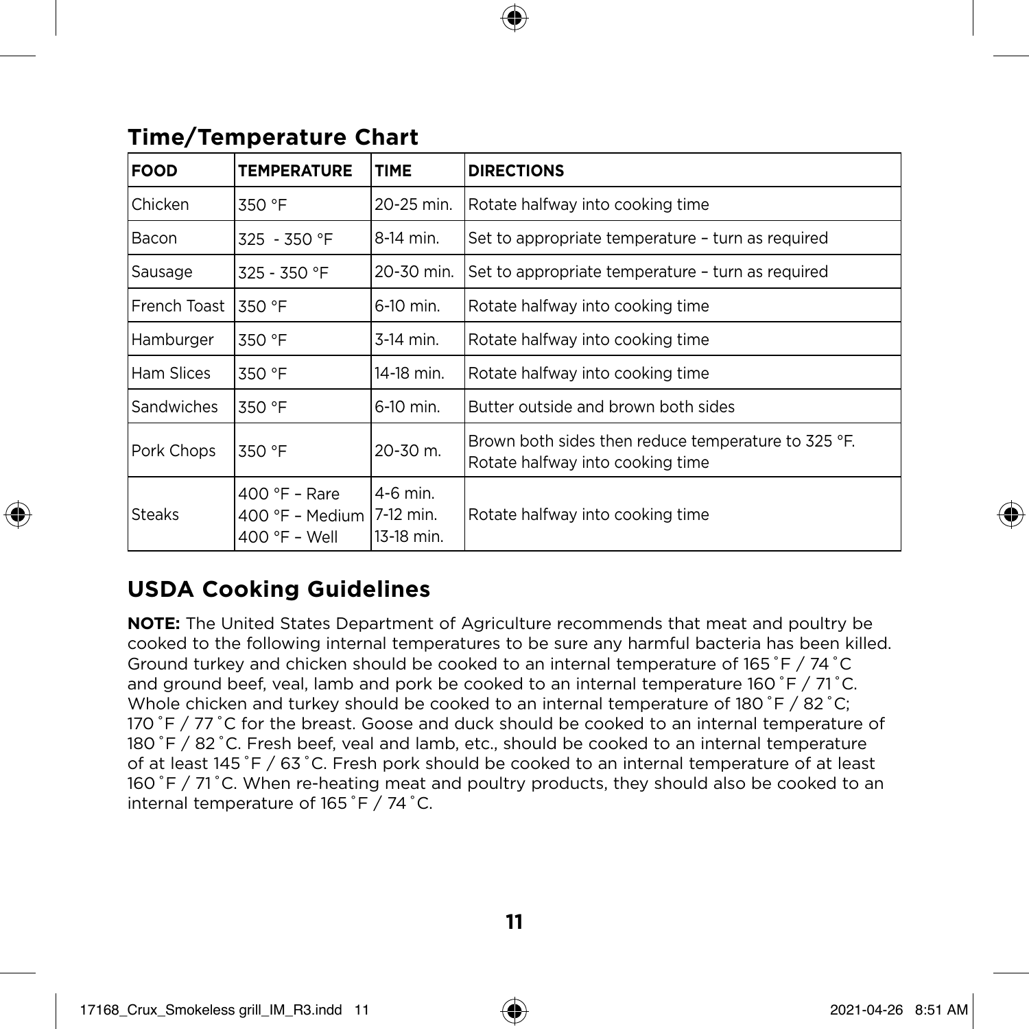## Time/Temperature Chart

| FOOD | TEMPERATURE | TIME | DIRECTIONS |
|---|---|---|---|
| Chicken | 350 °F | 20-25 min. | Rotate halfway into cooking time |
| Bacon | 325 - 350 °F | 8-14 min. | Set to appropriate temperature – turn as required |
| Sausage | 325 - 350 °F | 20-30 min. | Set to appropriate temperature – turn as required |
| French Toast | 350 °F | 6-10 min. | Rotate halfway into cooking time |
| Hamburger | 350 °F | 3-14 min. | Rotate halfway into cooking time |
| Ham Slices | 350 °F | 14-18 min. | Rotate halfway into cooking time |
| Sandwiches | 350 °F | 6-10 min. | Butter outside and brown both sides |
| Pork Chops | 350 °F | 20-30 m. | Brown both sides then reduce temperature to 325 °F. Rotate halfway into cooking time |
| Steaks | 400 °F – Rare<br>400 °F – Medium<br>400 °F – Well | 4-6 min.<br>7-12 min.<br>13-18 min. | Rotate halfway into cooking time |

## USDA Cooking Guidelines

**NOTE:** The United States Department of Agriculture recommends that meat and poultry be cooked to the following internal temperatures to be sure any harmful bacteria has been killed. Ground turkey and chicken should be cooked to an internal temperature of 165 ˚F / 74 ˚C and ground beef, veal, lamb and pork be cooked to an internal temperature 160 ˚F / 71 ˚C. Whole chicken and turkey should be cooked to an internal temperature of 180 ˚F / 82 ˚C; 170 ˚F / 77 ˚C for the breast. Goose and duck should be cooked to an internal temperature of 180 ˚F / 82 ˚C. Fresh beef, veal and lamb, etc., should be cooked to an internal temperature of at least 145 ˚F / 63 ˚C. Fresh pork should be cooked to an internal temperature of at least 160 ˚F / 71 ˚C. When re-heating meat and poultry products, they should also be cooked to an internal temperature of 165 ˚F / 74 ˚C.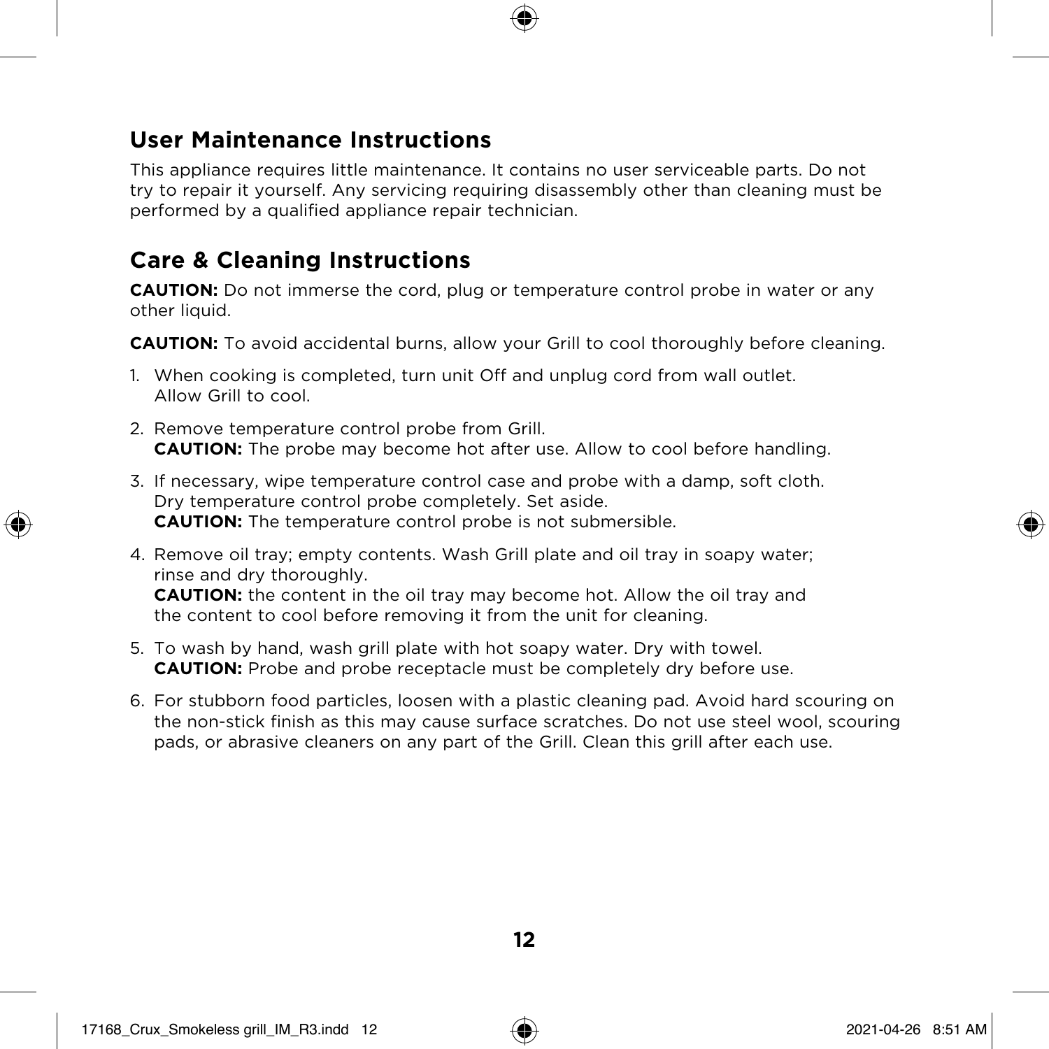## User Maintenance Instructions

This appliance requires little maintenance. It contains no user serviceable parts. Do not try to repair it yourself. Any servicing requiring disassembly other than cleaning must be performed by a qualified appliance repair technician.

## Care & Cleaning Instructions

**CAUTION:** Do not immerse the cord, plug or temperature control probe in water or any other liquid.

**CAUTION:** To avoid accidental burns, allow your Grill to cool thoroughly before cleaning.

1. When cooking is completed, turn unit Off and unplug cord from wall outlet. Allow Grill to cool.
2. Remove temperature control probe from Grill.
   **CAUTION:** The probe may become hot after use. Allow to cool before handling.
3. If necessary, wipe temperature control case and probe with a damp, soft cloth. Dry temperature control probe completely. Set aside.
   **CAUTION:** The temperature control probe is not submersible.
4. Remove oil tray; empty contents. Wash Grill plate and oil tray in soapy water; rinse and dry thoroughly.
   **CAUTION:** the content in the oil tray may become hot. Allow the oil tray and the content to cool before removing it from the unit for cleaning.
5. To wash by hand, wash grill plate with hot soapy water. Dry with towel.
   **CAUTION:** Probe and probe receptacle must be completely dry before use.
6. For stubborn food particles, loosen with a plastic cleaning pad. Avoid hard scouring on the non-stick finish as this may cause surface scratches. Do not use steel wool, scouring pads, or abrasive cleaners on any part of the Grill. Clean this grill after each use.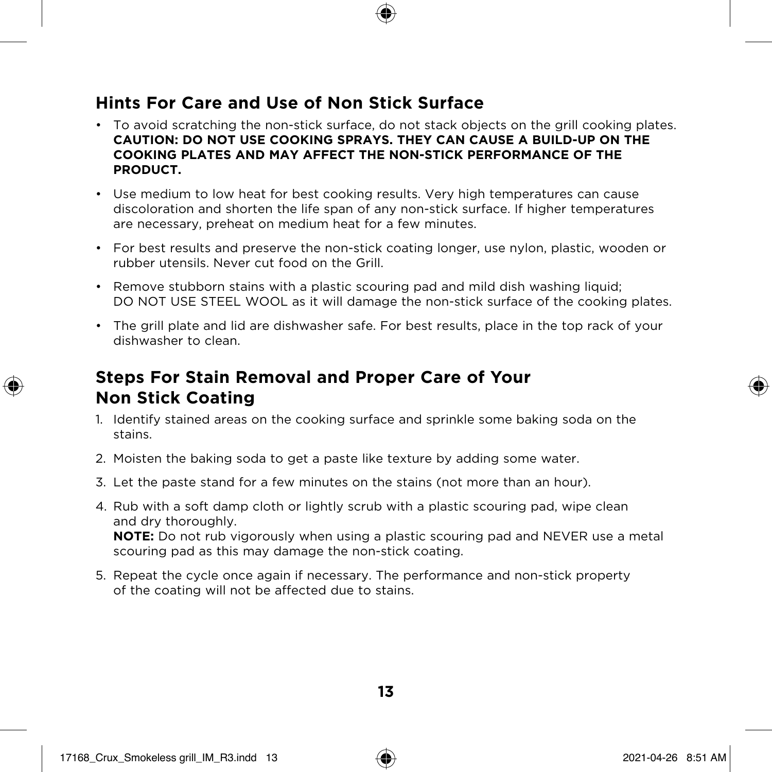## Hints For Care and Use of Non Stick Surface

- To avoid scratching the non-stick surface, do not stack objects on the grill cooking plates. **CAUTION: DO NOT USE COOKING SPRAYS. THEY CAN CAUSE A BUILD-UP ON THE COOKING PLATES AND MAY AFFECT THE NON-STICK PERFORMANCE OF THE PRODUCT.**
- Use medium to low heat for best cooking results. Very high temperatures can cause discoloration and shorten the life span of any non-stick surface. If higher temperatures are necessary, preheat on medium heat for a few minutes.
- For best results and preserve the non-stick coating longer, use nylon, plastic, wooden or rubber utensils. Never cut food on the Grill.
- Remove stubborn stains with a plastic scouring pad and mild dish washing liquid; DO NOT USE STEEL WOOL as it will damage the non-stick surface of the cooking plates.
- The grill plate and lid are dishwasher safe. For best results, place in the top rack of your dishwasher to clean.

## Steps For Stain Removal and Proper Care of Your Non Stick Coating

1. Identify stained areas on the cooking surface and sprinkle some baking soda on the stains.
2. Moisten the baking soda to get a paste like texture by adding some water.
3. Let the paste stand for a few minutes on the stains (not more than an hour).
4. Rub with a soft damp cloth or lightly scrub with a plastic scouring pad, wipe clean and dry thoroughly.
   **NOTE:** Do not rub vigorously when using a plastic scouring pad and NEVER use a metal scouring pad as this may damage the non-stick coating.
5. Repeat the cycle once again if necessary. The performance and non-stick property of the coating will not be affected due to stains.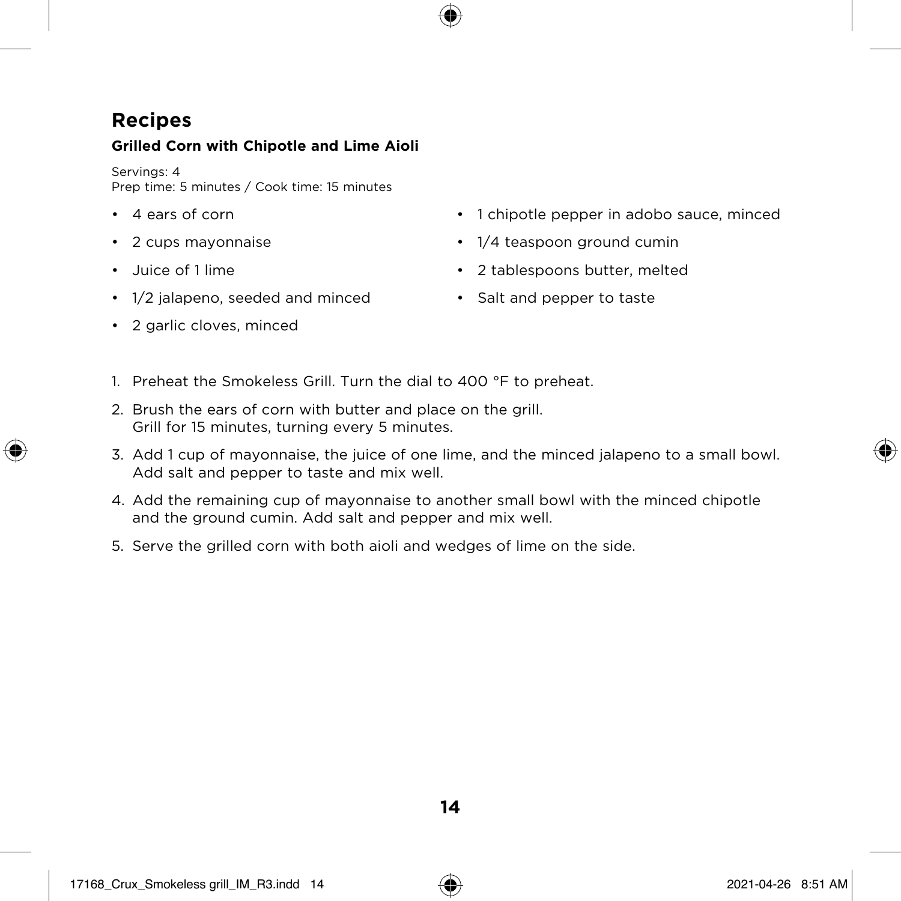# Recipes

## Grilled Corn with Chipotle and Lime Aioli

Servings: 4
Prep time: 5 minutes / Cook time: 15 minutes

- 4 ears of corn
- 2 cups mayonnaise
- Juice of 1 lime
- 1/2 jalapeno, seeded and minced
- 2 garlic cloves, minced
- 1 chipotle pepper in adobo sauce, minced
- 1/4 teaspoon ground cumin
- 2 tablespoons butter, melted
- Salt and pepper to taste

1. Preheat the Smokeless Grill. Turn the dial to 400 °F to preheat.
2. Brush the ears of corn with butter and place on the grill. Grill for 15 minutes, turning every 5 minutes.
3. Add 1 cup of mayonnaise, the juice of one lime, and the minced jalapeno to a small bowl. Add salt and pepper to taste and mix well.
4. Add the remaining cup of mayonnaise to another small bowl with the minced chipotle and the ground cumin. Add salt and pepper and mix well.
5. Serve the grilled corn with both aioli and wedges of lime on the side.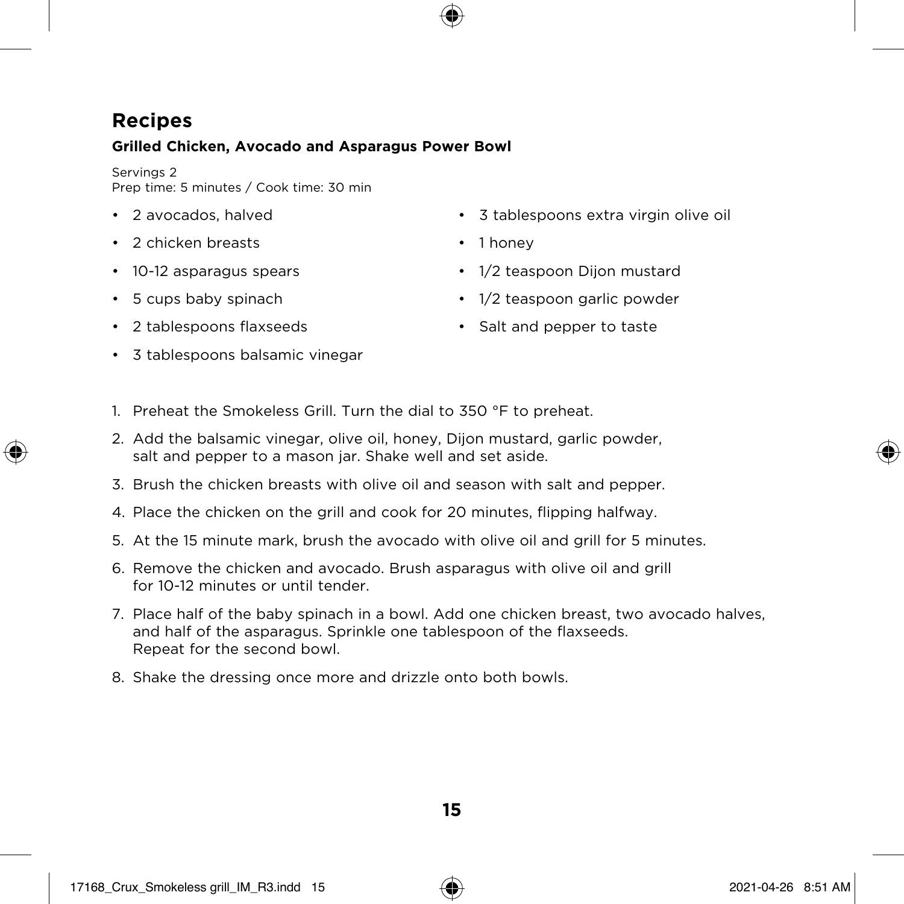# Recipes

### Grilled Chicken, Avocado and Asparagus Power Bowl

Servings 2
Prep time: 5 minutes / Cook time: 30 min

- 2 avocados, halved
- 2 chicken breasts
- 10-12 asparagus spears
- 5 cups baby spinach
- 2 tablespoons flaxseeds
- 3 tablespoons balsamic vinegar
- 3 tablespoons extra virgin olive oil
- 1 honey
- 1/2 teaspoon Dijon mustard
- 1/2 teaspoon garlic powder
- Salt and pepper to taste

1. Preheat the Smokeless Grill. Turn the dial to 350 °F to preheat.
2. Add the balsamic vinegar, olive oil, honey, Dijon mustard, garlic powder, salt and pepper to a mason jar. Shake well and set aside.
3. Brush the chicken breasts with olive oil and season with salt and pepper.
4. Place the chicken on the grill and cook for 20 minutes, flipping halfway.
5. At the 15 minute mark, brush the avocado with olive oil and grill for 5 minutes.
6. Remove the chicken and avocado. Brush asparagus with olive oil and grill for 10-12 minutes or until tender.
7. Place half of the baby spinach in a bowl. Add one chicken breast, two avocado halves, and half of the asparagus. Sprinkle one tablespoon of the flaxseeds. Repeat for the second bowl.
8. Shake the dressing once more and drizzle onto both bowls.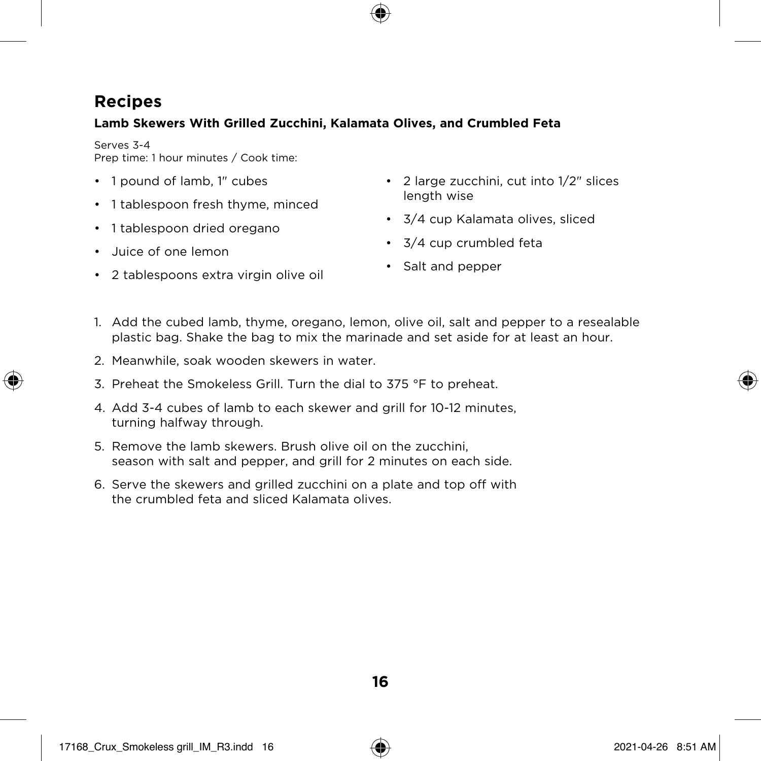# Recipes

### Lamb Skewers With Grilled Zucchini, Kalamata Olives, and Crumbled Feta

Serves 3-4
Prep time: 1 hour minutes / Cook time:

- 1 pound of lamb, 1" cubes
- 1 tablespoon fresh thyme, minced
- 1 tablespoon dried oregano
- Juice of one lemon
- 2 tablespoons extra virgin olive oil
- 2 large zucchini, cut into 1/2" slices length wise
- 3/4 cup Kalamata olives, sliced
- 3/4 cup crumbled feta
- Salt and pepper

1. Add the cubed lamb, thyme, oregano, lemon, olive oil, salt and pepper to a resealable plastic bag. Shake the bag to mix the marinade and set aside for at least an hour.
2. Meanwhile, soak wooden skewers in water.
3. Preheat the Smokeless Grill. Turn the dial to 375 °F to preheat.
4. Add 3-4 cubes of lamb to each skewer and grill for 10-12 minutes, turning halfway through.
5. Remove the lamb skewers. Brush olive oil on the zucchini, season with salt and pepper, and grill for 2 minutes on each side.
6. Serve the skewers and grilled zucchini on a plate and top off with the crumbled feta and sliced Kalamata olives.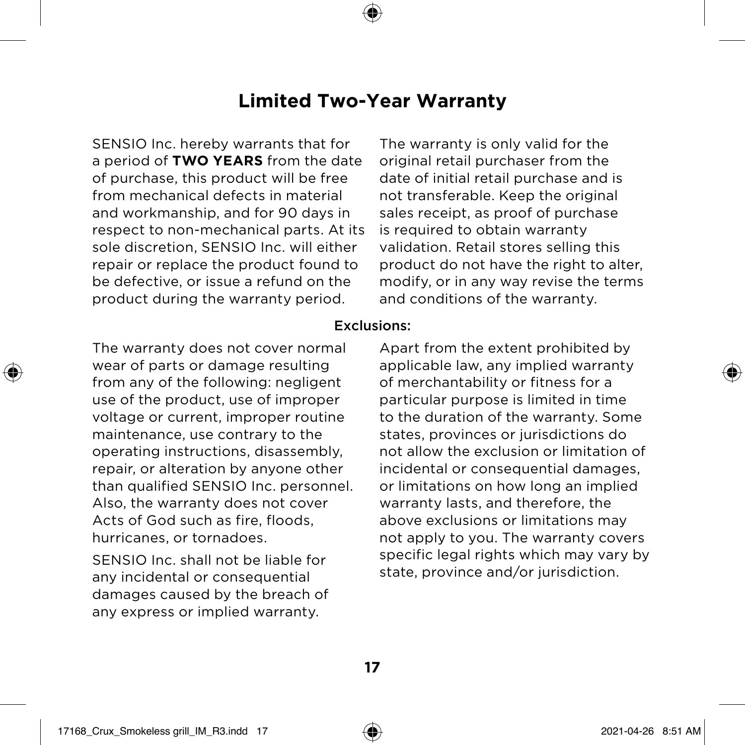# Limited Two-Year Warranty

SENSIO Inc. hereby warrants that for a period of **TWO YEARS** from the date of purchase, this product will be free from mechanical defects in material and workmanship, and for 90 days in respect to non-mechanical parts. At its sole discretion, SENSIO Inc. will either repair or replace the product found to be defective, or issue a refund on the product during the warranty period.

The warranty is only valid for the original retail purchaser from the date of initial retail purchase and is not transferable. Keep the original sales receipt, as proof of purchase is required to obtain warranty validation. Retail stores selling this product do not have the right to alter, modify, or in any way revise the terms and conditions of the warranty.

## Exclusions:

The warranty does not cover normal wear of parts or damage resulting from any of the following: negligent use of the product, use of improper voltage or current, improper routine maintenance, use contrary to the operating instructions, disassembly, repair, or alteration by anyone other than qualified SENSIO Inc. personnel. Also, the warranty does not cover Acts of God such as fire, floods, hurricanes, or tornadoes.

SENSIO Inc. shall not be liable for any incidental or consequential damages caused by the breach of any express or implied warranty.

Apart from the extent prohibited by applicable law, any implied warranty of merchantability or fitness for a particular purpose is limited in time to the duration of the warranty. Some states, provinces or jurisdictions do not allow the exclusion or limitation of incidental or consequential damages, or limitations on how long an implied warranty lasts, and therefore, the above exclusions or limitations may not apply to you. The warranty covers specific legal rights which may vary by state, province and/or jurisdiction.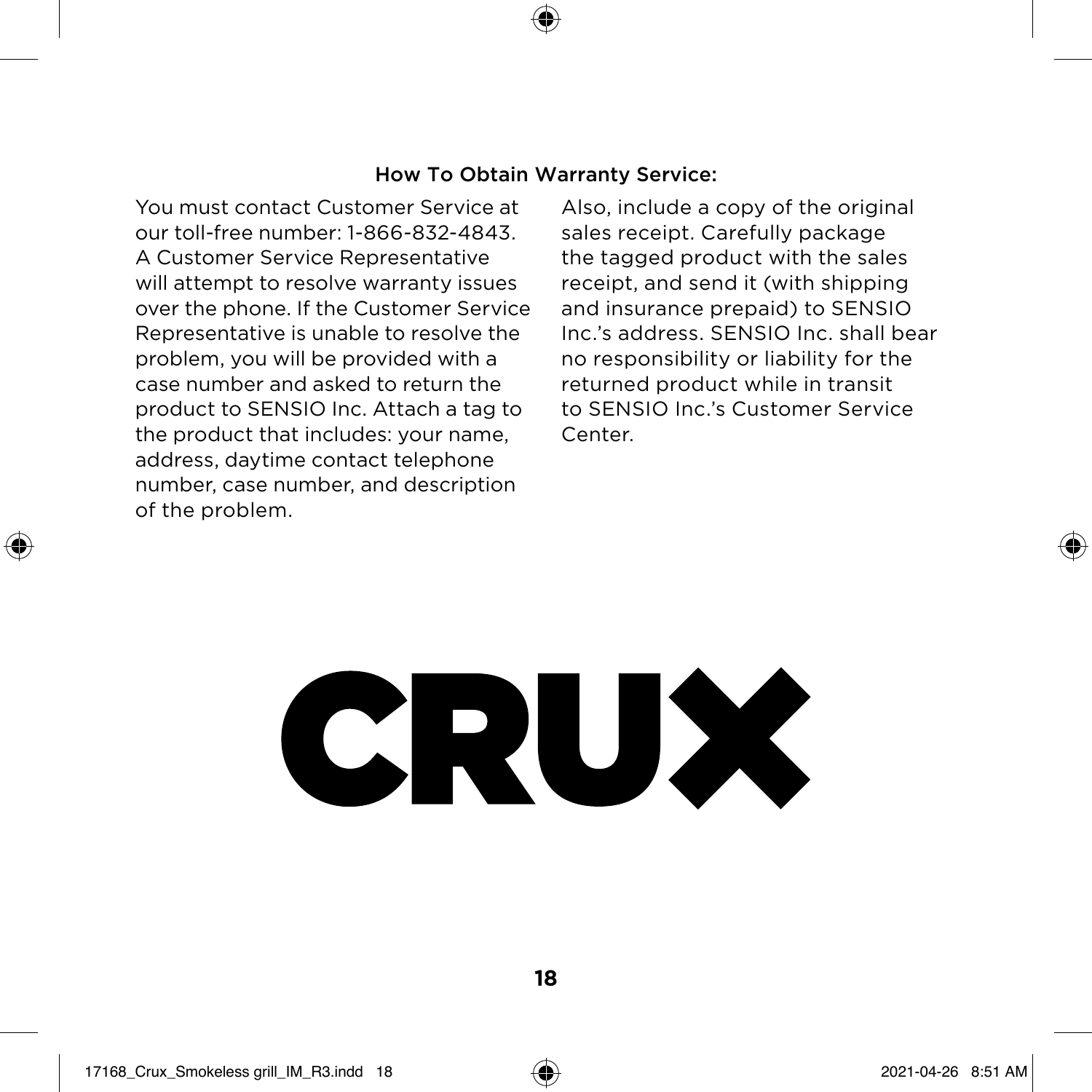### How To Obtain Warranty Service:

You must contact Customer Service at our toll-free number: 1-866-832-4843. A Customer Service Representative will attempt to resolve warranty issues over the phone. If the Customer Service Representative is unable to resolve the problem, you will be provided with a case number and asked to return the product to SENSIO Inc. Attach a tag to the product that includes: your name, address, daytime contact telephone number, case number, and description of the problem.

Also, include a copy of the original sales receipt. Carefully package the tagged product with the sales receipt, and send it (with shipping and insurance prepaid) to SENSIO Inc.'s address. SENSIO Inc. shall bear no responsibility or liability for the returned product while in transit to SENSIO Inc.'s Customer Service Center.

CRUX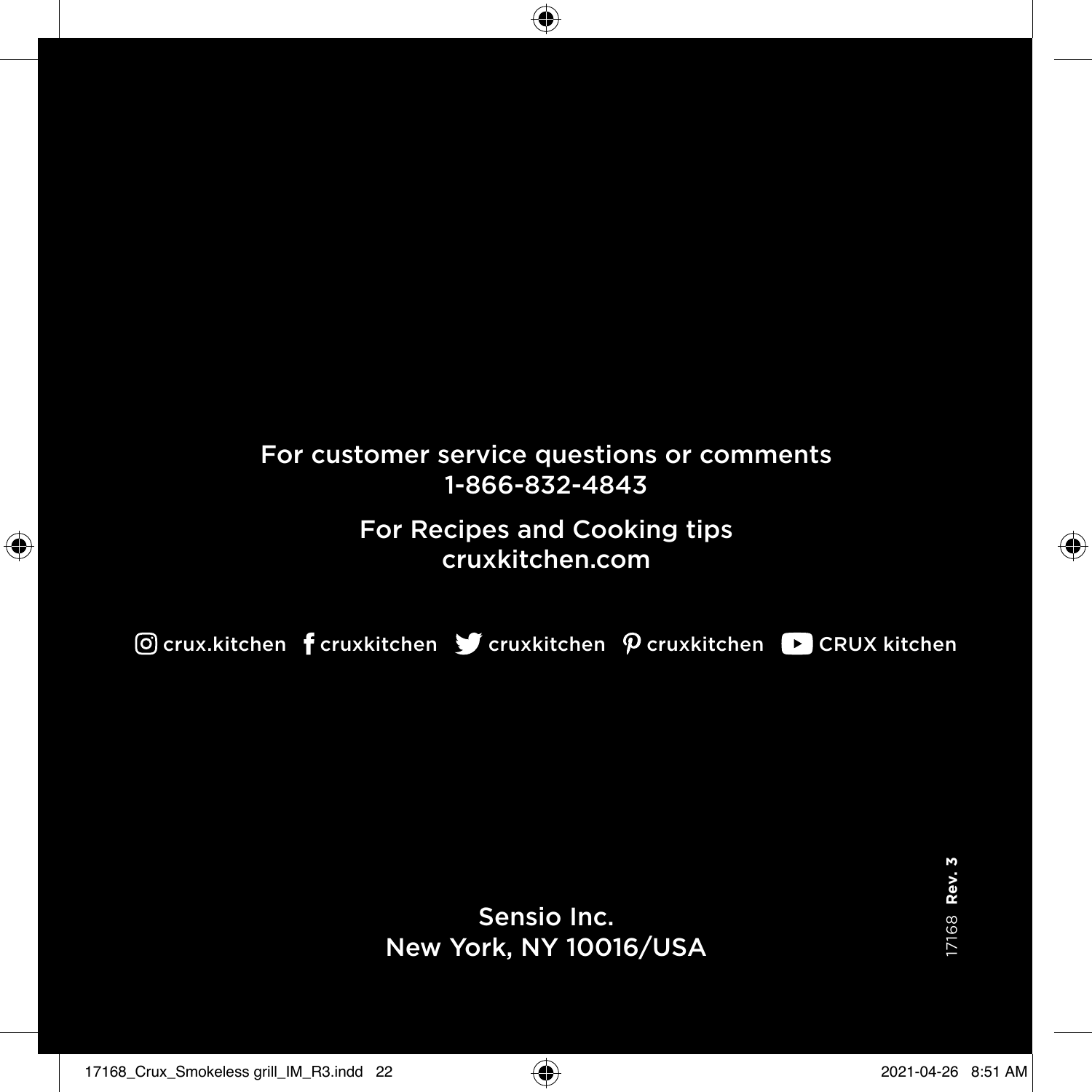For customer service questions or comments
1-866-832-4843

For Recipes and Cooking tips
cruxkitchen.com

crux.kitchen  cruxkitchen  cruxkitchen  cruxkitchen  CRUX kitchen

Sensio Inc.
New York, NY 10016/USA

17168 **Rev. 3**